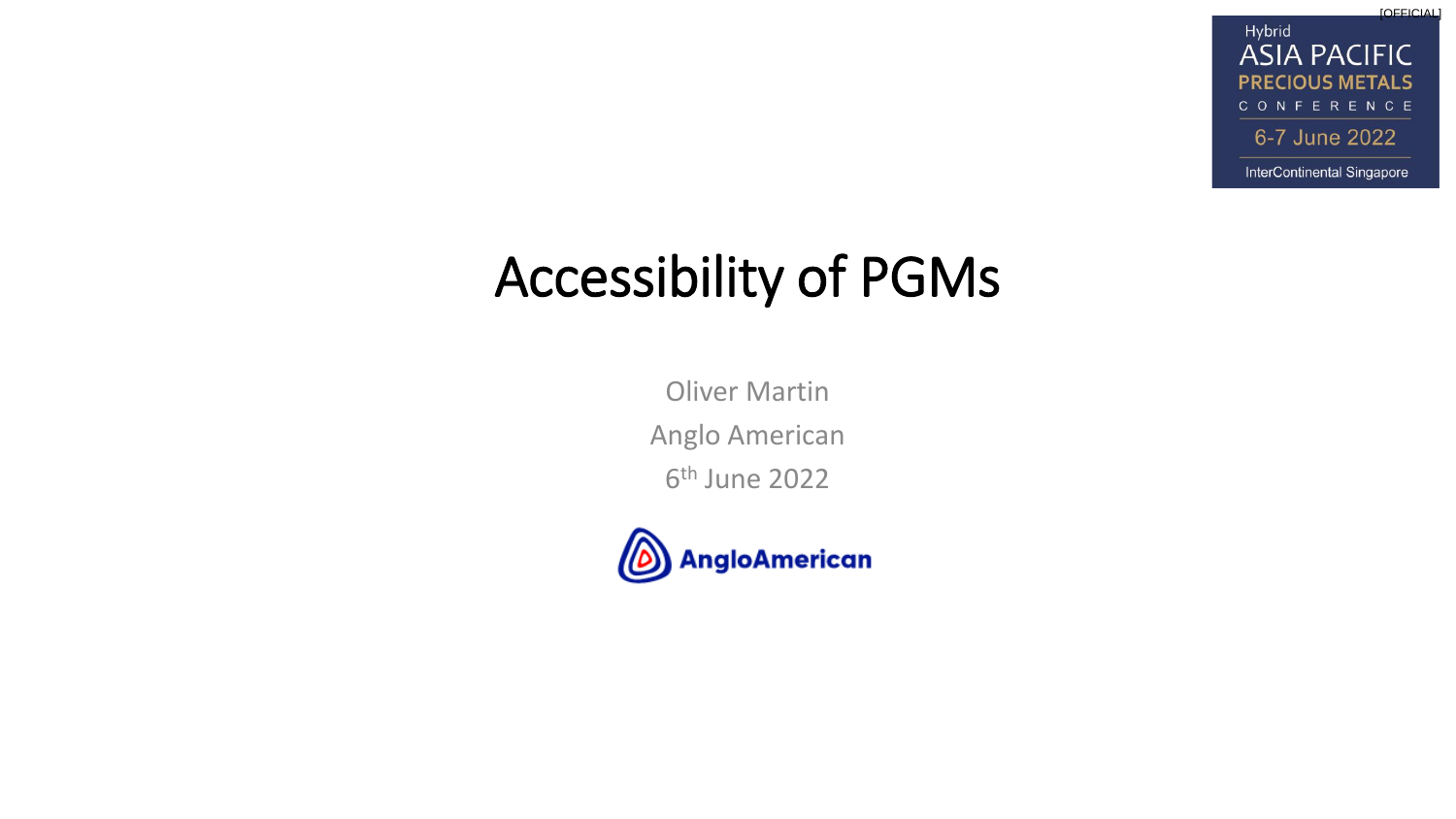[OFFICIAL]

Hybrid
ASIA PACIFIC
PRECIOUS METALS
CONFERENCE
6-7 June 2022
InterContinental Singapore

# Accessibility of PGMs

Oliver Martin

Anglo American

6th June 2022

AngloAmerican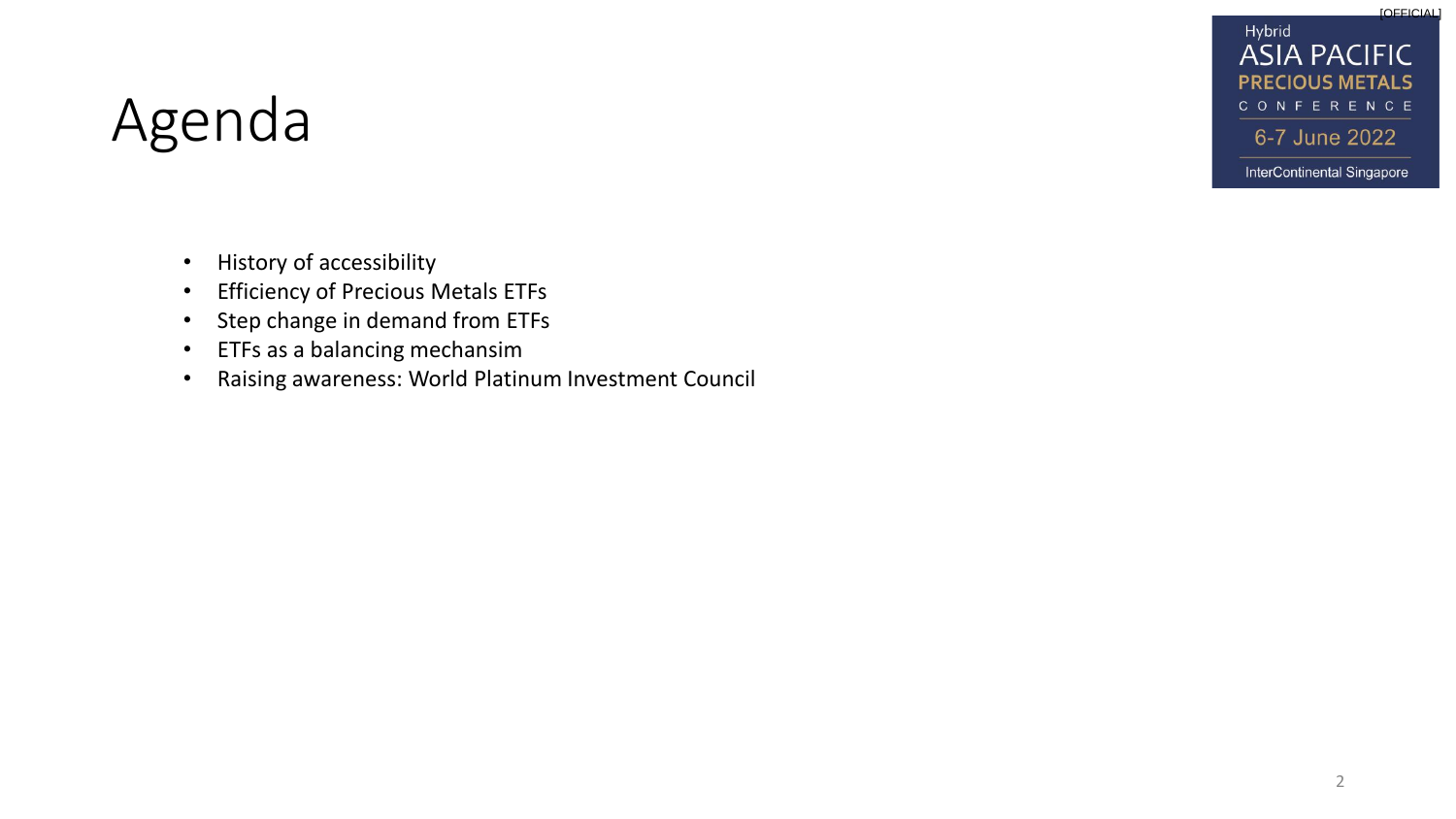# Agenda

- History of accessibility
- Efficiency of Precious Metals ETFs
- Step change in demand from ETFs
- ETFs as a balancing mechansim
- Raising awareness: World Platinum Investment Council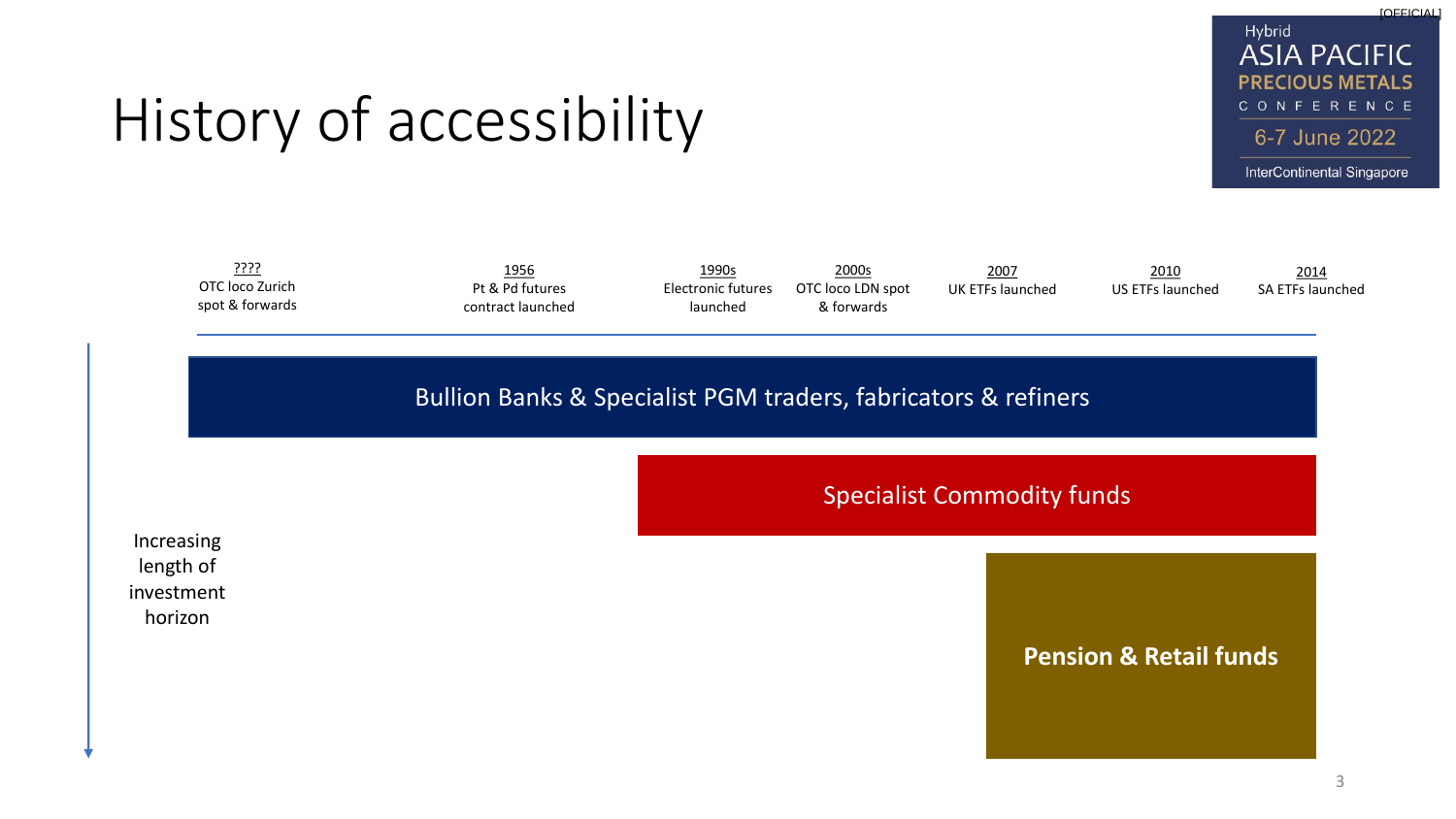# History of accessibility

| ???? | 1956 | 1990s | 2000s | 2007 | 2010 | 2014 |
| --- | --- | --- | --- | --- | --- | --- |
| OTC loco Zurich spot & forwards | Pt & Pd futures contract launched | Electronic futures launched | OTC loco LDN spot & forwards | UK ETFs launched | US ETFs launched | SA ETFs launched |

Bullion Banks & Specialist PGM traders, fabricators & refiners

Specialist Commodity funds

**Pension & Retail funds**

Increasing length of investment horizon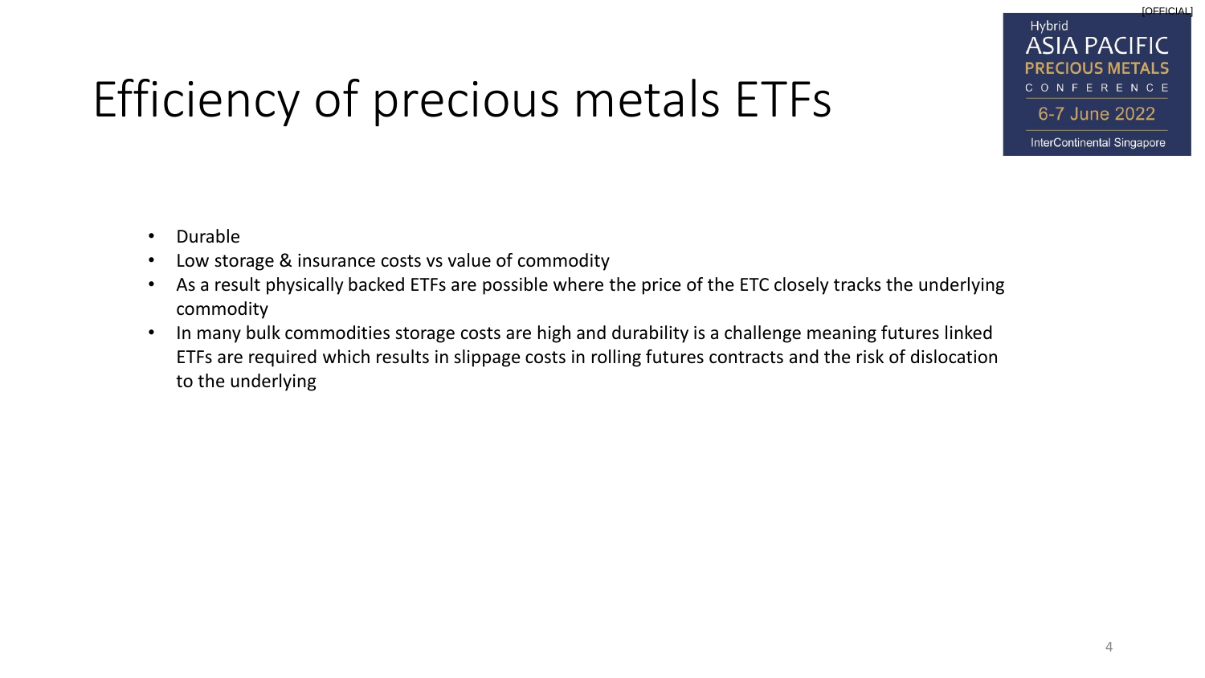# Efficiency of precious metals ETFs

- Durable
- Low storage & insurance costs vs value of commodity
- As a result physically backed ETFs are possible where the price of the ETC closely tracks the underlying commodity
- In many bulk commodities storage costs are high and durability is a challenge meaning futures linked ETFs are required which results in slippage costs in rolling futures contracts and the risk of dislocation to the underlying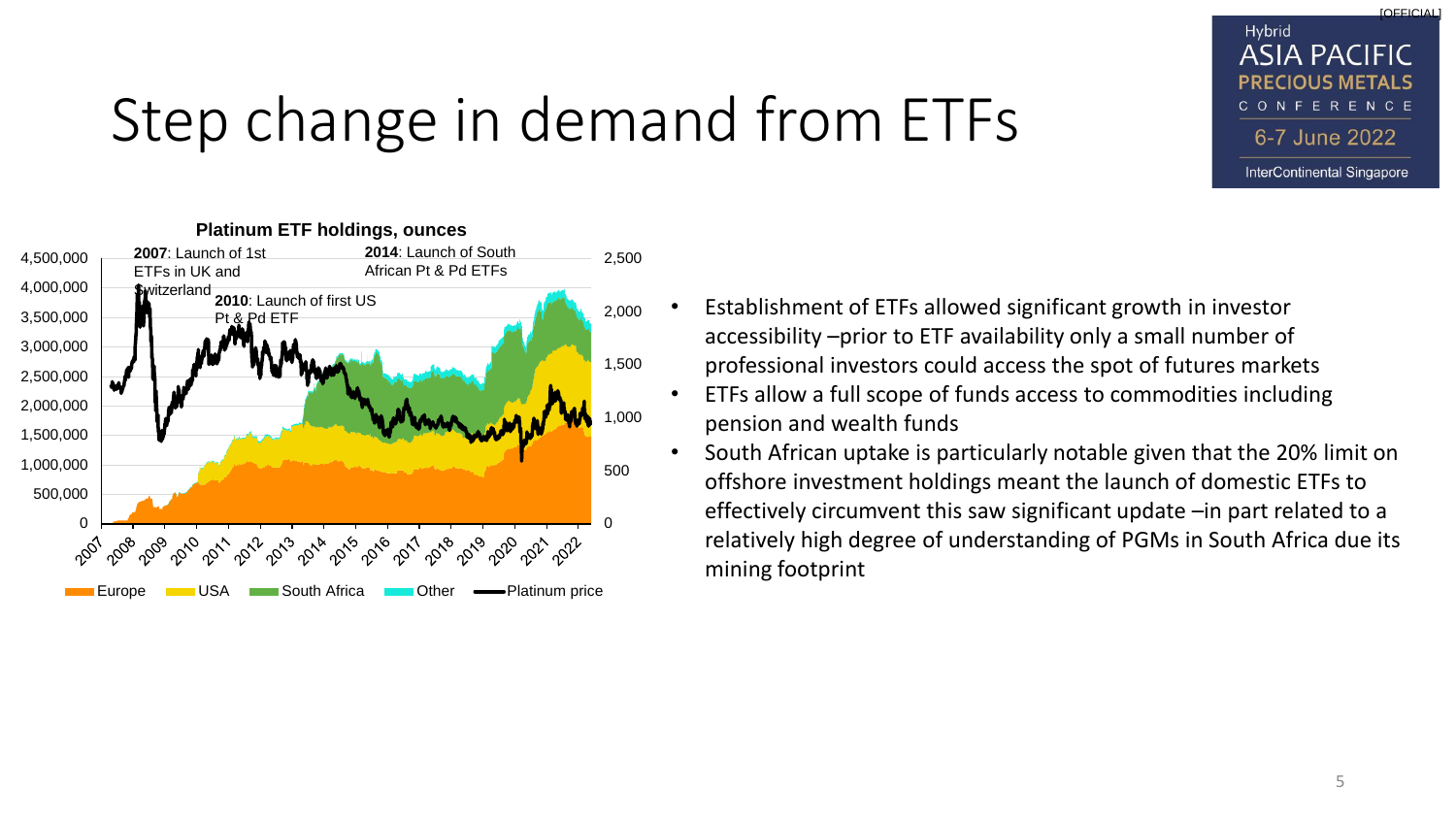# Step change in demand from ETFs

**Platinum ETF holdings, ounces**

**2007**: Launch of 1st ETFs in UK and Switzerland

**2010**: Launch of first US Pt & Pd ETF

**2014**: Launch of South African Pt & Pd ETFs

Europe | USA | South Africa | Other | Platinum price

- Establishment of ETFs allowed significant growth in investor accessibility –prior to ETF availability only a small number of professional investors could access the spot of futures markets
- ETFs allow a full scope of funds access to commodities including pension and wealth funds
- South African uptake is particularly notable given that the 20% limit on offshore investment holdings meant the launch of domestic ETFs to effectively circumvent this saw significant update –in part related to a relatively high degree of understanding of PGMs in South Africa due its mining footprint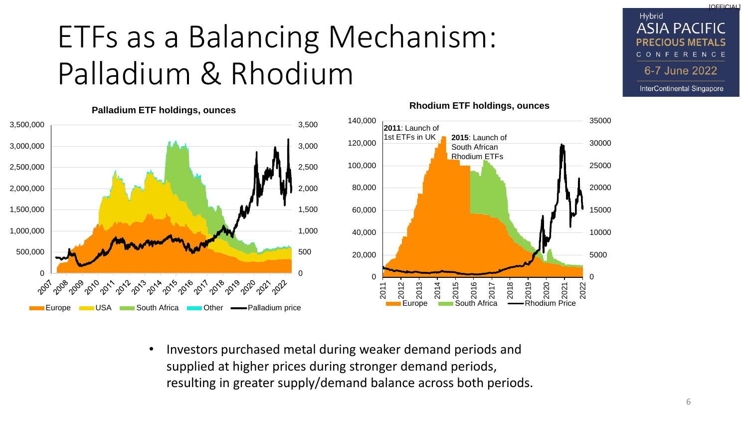# ETFs as a Balancing Mechanism: Palladium & Rhodium

**Palladium ETF holdings, ounces**

Europe | USA | South Africa | Other | Palladium price

**Rhodium ETF holdings, ounces**

**2011**: Launch of 1st ETFs in UK

**2015**: Launch of South African Rhodium ETFs

Europe | South Africa | Rhodium Price

- Investors purchased metal during weaker demand periods and supplied at higher prices during stronger demand periods, resulting in greater supply/demand balance across both periods.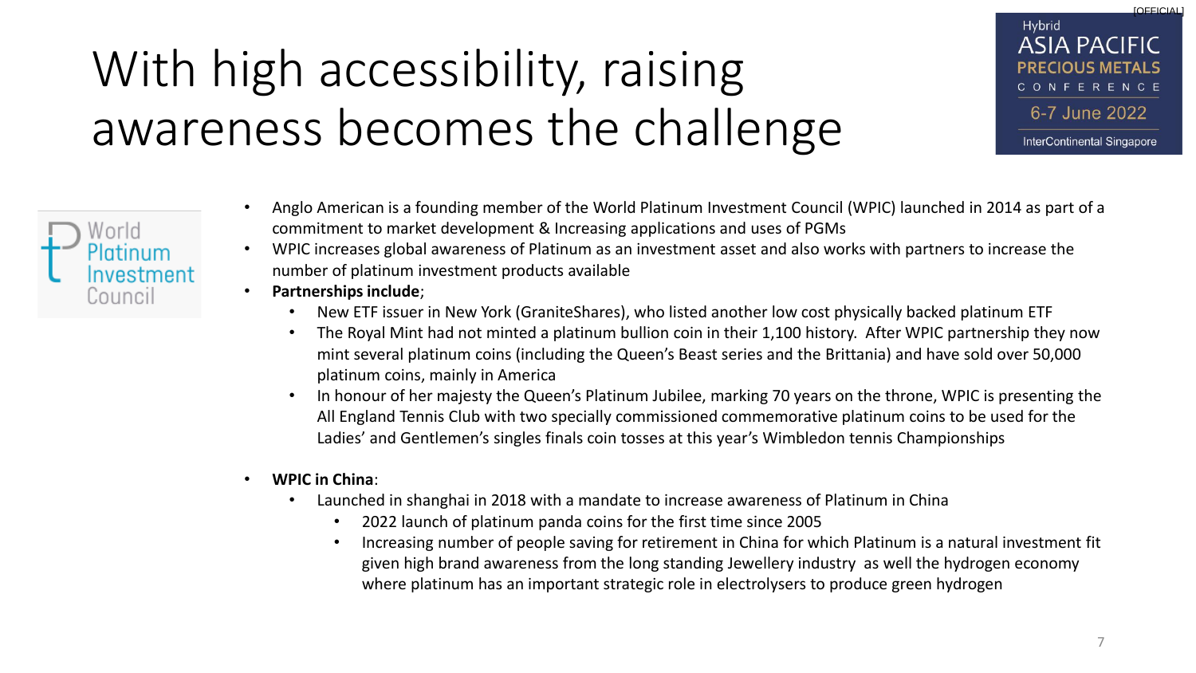# With high accessibility, raising awareness becomes the challenge

World Platinum Investment Council

- Anglo American is a founding member of the World Platinum Investment Council (WPIC) launched in 2014 as part of a commitment to market development & Increasing applications and uses of PGMs
- WPIC increases global awareness of Platinum as an investment asset and also works with partners to increase the number of platinum investment products available
- **Partnerships include**;
  - New ETF issuer in New York (GraniteShares), who listed another low cost physically backed platinum ETF
  - The Royal Mint had not minted a platinum bullion coin in their 1,100 history. After WPIC partnership they now mint several platinum coins (including the Queen's Beast series and the Brittania) and have sold over 50,000 platinum coins, mainly in America
  - In honour of her majesty the Queen's Platinum Jubilee, marking 70 years on the throne, WPIC is presenting the All England Tennis Club with two specially commissioned commemorative platinum coins to be used for the Ladies' and Gentlemen's singles finals coin tosses at this year's Wimbledon tennis Championships
- **WPIC in China**:
  - Launched in shanghai in 2018 with a mandate to increase awareness of Platinum in China
    - 2022 launch of platinum panda coins for the first time since 2005
    - Increasing number of people saving for retirement in China for which Platinum is a natural investment fit given high brand awareness from the long standing Jewellery industry as well the hydrogen economy where platinum has an important strategic role in electrolysers to produce green hydrogen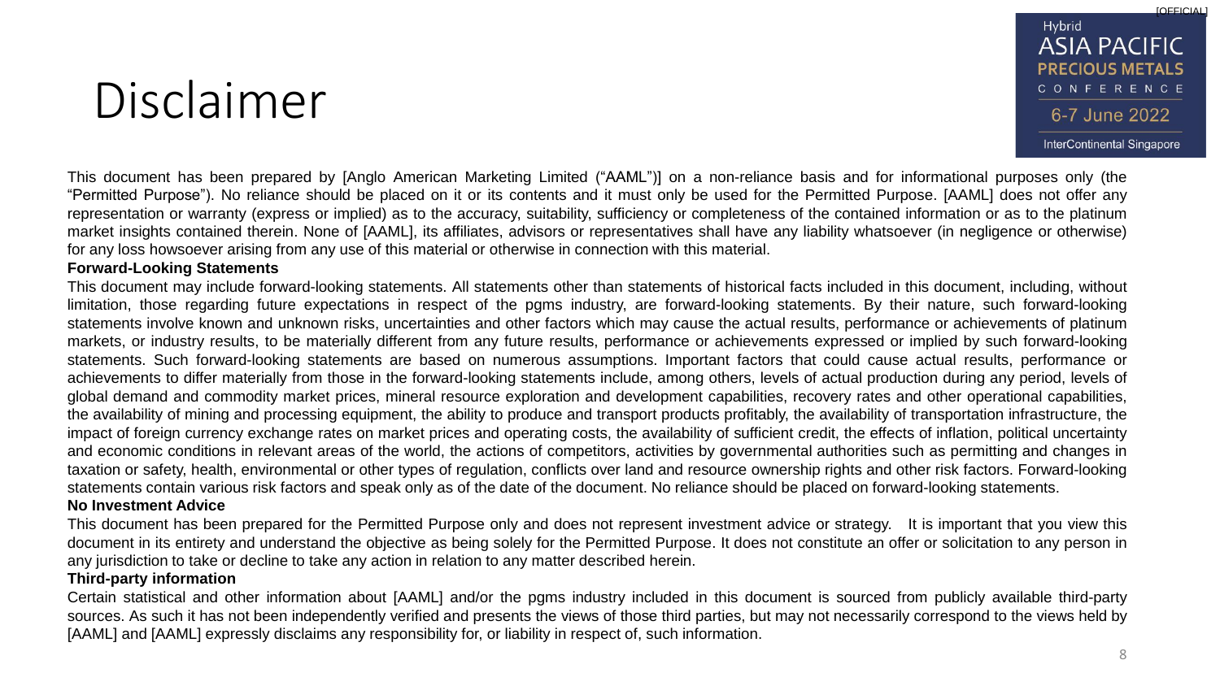# Disclaimer

This document has been prepared by [Anglo American Marketing Limited ("AAML")] on a non-reliance basis and for informational purposes only (the "Permitted Purpose"). No reliance should be placed on it or its contents and it must only be used for the Permitted Purpose. [AAML] does not offer any representation or warranty (express or implied) as to the accuracy, suitability, sufficiency or completeness of the contained information or as to the platinum market insights contained therein. None of [AAML], its affiliates, advisors or representatives shall have any liability whatsoever (in negligence or otherwise) for any loss howsoever arising from any use of this material or otherwise in connection with this material.

**Forward-Looking Statements**

This document may include forward-looking statements. All statements other than statements of historical facts included in this document, including, without limitation, those regarding future expectations in respect of the pgms industry, are forward-looking statements. By their nature, such forward-looking statements involve known and unknown risks, uncertainties and other factors which may cause the actual results, performance or achievements of platinum markets, or industry results, to be materially different from any future results, performance or achievements expressed or implied by such forward-looking statements. Such forward-looking statements are based on numerous assumptions. Important factors that could cause actual results, performance or achievements to differ materially from those in the forward-looking statements include, among others, levels of actual production during any period, levels of global demand and commodity market prices, mineral resource exploration and development capabilities, recovery rates and other operational capabilities, the availability of mining and processing equipment, the ability to produce and transport products profitably, the availability of transportation infrastructure, the impact of foreign currency exchange rates on market prices and operating costs, the availability of sufficient credit, the effects of inflation, political uncertainty and economic conditions in relevant areas of the world, the actions of competitors, activities by governmental authorities such as permitting and changes in taxation or safety, health, environmental or other types of regulation, conflicts over land and resource ownership rights and other risk factors. Forward-looking statements contain various risk factors and speak only as of the date of the document. No reliance should be placed on forward-looking statements.

**No Investment Advice**

This document has been prepared for the Permitted Purpose only and does not represent investment advice or strategy. It is important that you view this document in its entirety and understand the objective as being solely for the Permitted Purpose. It does not constitute an offer or solicitation to any person in any jurisdiction to take or decline to take any action in relation to any matter described herein.

**Third-party information**

Certain statistical and other information about [AAML] and/or the pgms industry included in this document is sourced from publicly available third-party sources. As such it has not been independently verified and presents the views of those third parties, but may not necessarily correspond to the views held by [AAML] and [AAML] expressly disclaims any responsibility for, or liability in respect of, such information.